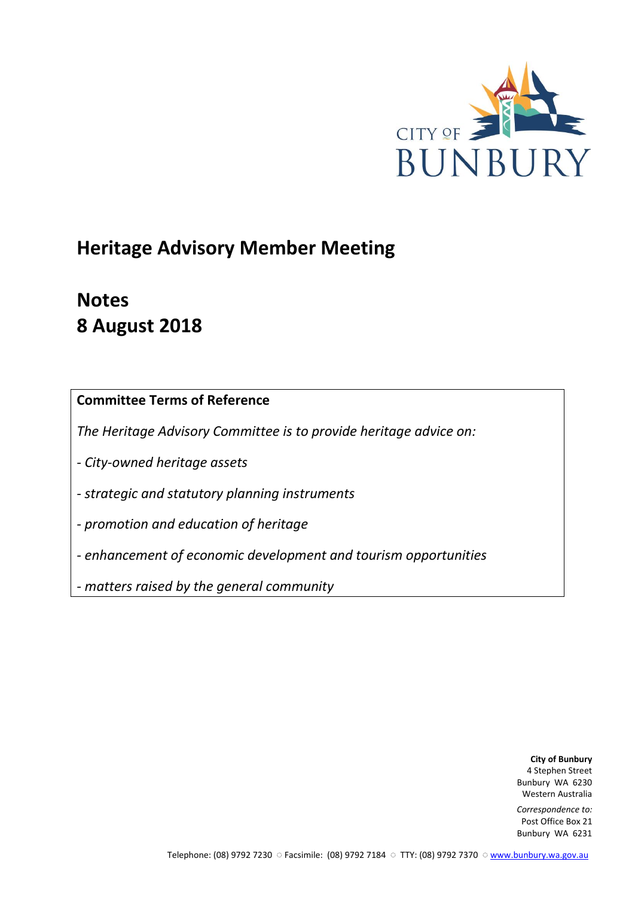# Heritage Advisory Member Meeting

## Notes
## 8 August 2018

**Committee Terms of Reference**

*The Heritage Advisory Committee is to provide heritage advice on:*

*- City-owned heritage assets*

*- strategic and statutory planning instruments*

*- promotion and education of heritage*

*- enhancement of economic development and tourism opportunities*

*- matters raised by the general community*

**City of Bunbury**
4 Stephen Street
Bunbury WA 6230
Western Australia

*Correspondence to:*
Post Office Box 21
Bunbury WA 6231

Telephone: (08) 9792 7230 ○ Facsimile: (08) 9792 7184 ○ TTY: (08) 9792 7370 ○ www.bunbury.wa.gov.au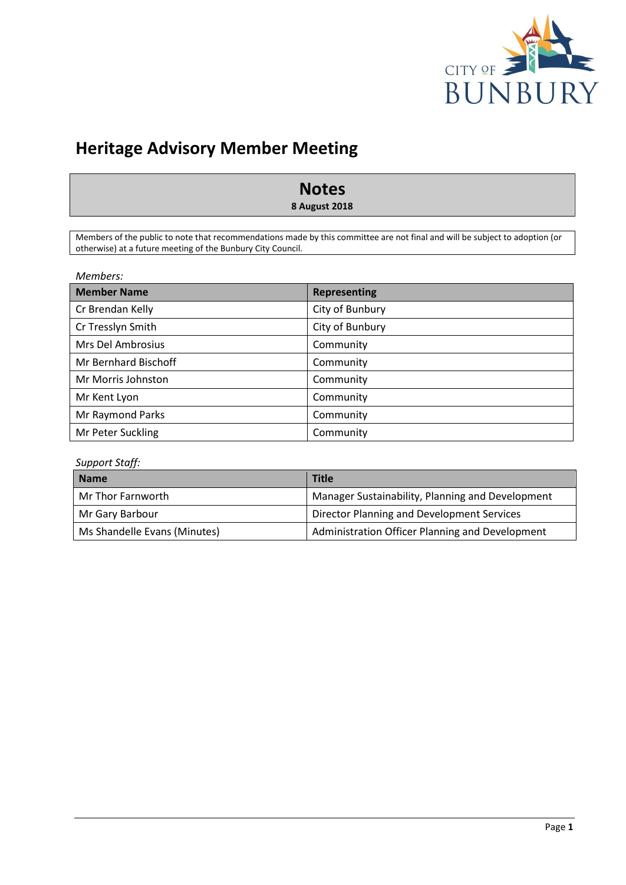# Heritage Advisory Member Meeting

## Notes

**8 August 2018**

Members of the public to note that recommendations made by this committee are not final and will be subject to adoption (or otherwise) at a future meeting of the Bunbury City Council.

*Members:*

| Member Name | Representing |
| --- | --- |
| Cr Brendan Kelly | City of Bunbury |
| Cr Tresslyn Smith | City of Bunbury |
| Mrs Del Ambrosius | Community |
| Mr Bernhard Bischoff | Community |
| Mr Morris Johnston | Community |
| Mr Kent Lyon | Community |
| Mr Raymond Parks | Community |
| Mr Peter Suckling | Community |

*Support Staff:*

| Name | Title |
| --- | --- |
| Mr Thor Farnworth | Manager Sustainability, Planning and Development |
| Mr Gary Barbour | Director Planning and Development Services |
| Ms Shandelle Evans (Minutes) | Administration Officer Planning and Development |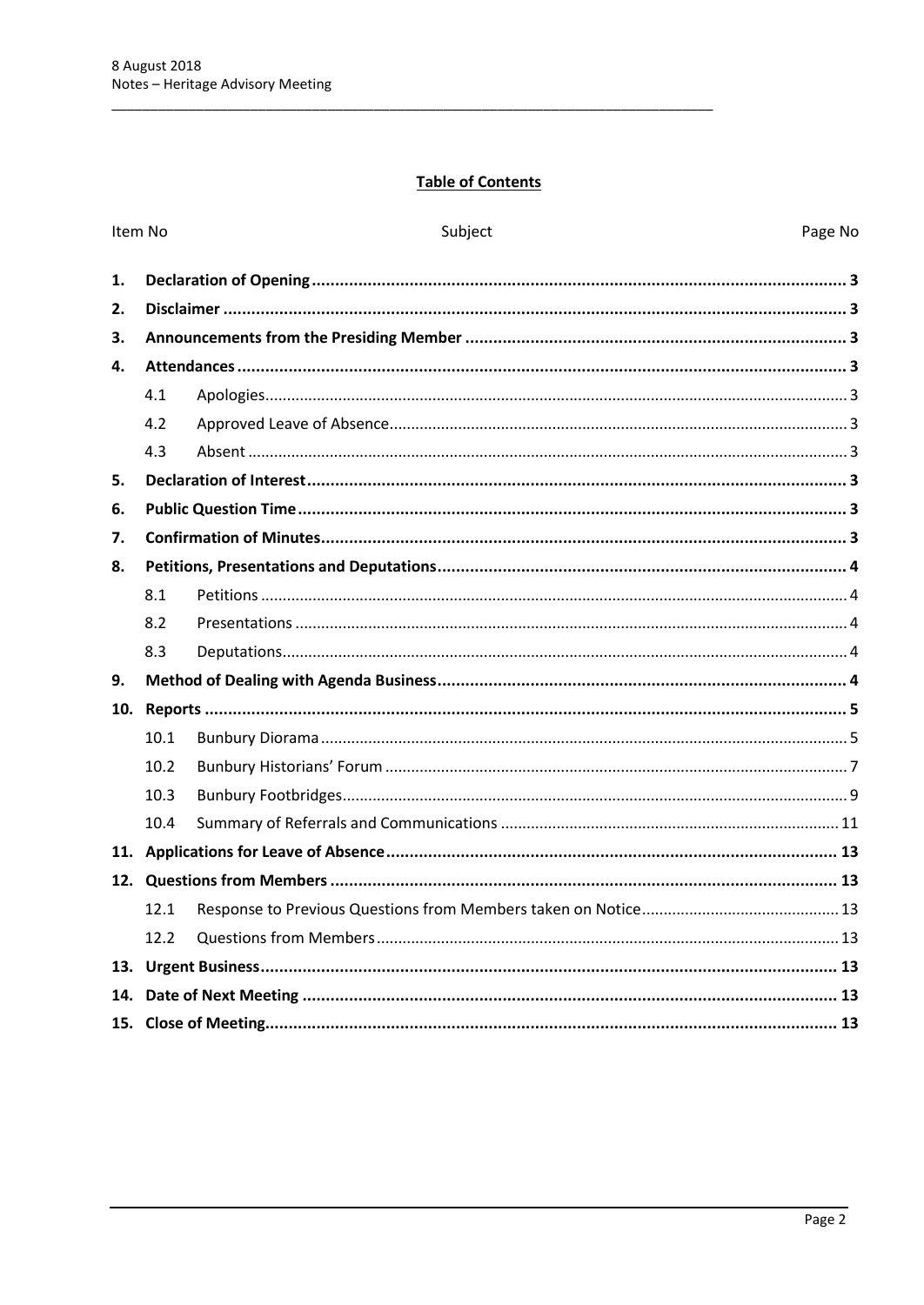## Table of Contents

| Item No | | Subject | Page No |
|---|---|---|---|
| **1.** | **Declaration of Opening** | | **3** |
| **2.** | **Disclaimer** | | **3** |
| **3.** | **Announcements from the Presiding Member** | | **3** |
| **4.** | **Attendances** | | **3** |
| | 4.1 | Apologies | 3 |
| | 4.2 | Approved Leave of Absence | 3 |
| | 4.3 | Absent | 3 |
| **5.** | **Declaration of Interest** | | **3** |
| **6.** | **Public Question Time** | | **3** |
| **7.** | **Confirmation of Minutes** | | **3** |
| **8.** | **Petitions, Presentations and Deputations** | | **4** |
| | 8.1 | Petitions | 4 |
| | 8.2 | Presentations | 4 |
| | 8.3 | Deputations | 4 |
| **9.** | **Method of Dealing with Agenda Business** | | **4** |
| **10.** | **Reports** | | **5** |
| | 10.1 | Bunbury Diorama | 5 |
| | 10.2 | Bunbury Historians' Forum | 7 |
| | 10.3 | Bunbury Footbridges | 9 |
| | 10.4 | Summary of Referrals and Communications | 11 |
| **11.** | **Applications for Leave of Absence** | | **13** |
| **12.** | **Questions from Members** | | **13** |
| | 12.1 | Response to Previous Questions from Members taken on Notice | 13 |
| | 12.2 | Questions from Members | 13 |
| **13.** | **Urgent Business** | | **13** |
| **14.** | **Date of Next Meeting** | | **13** |
| **15.** | **Close of Meeting** | | **13** |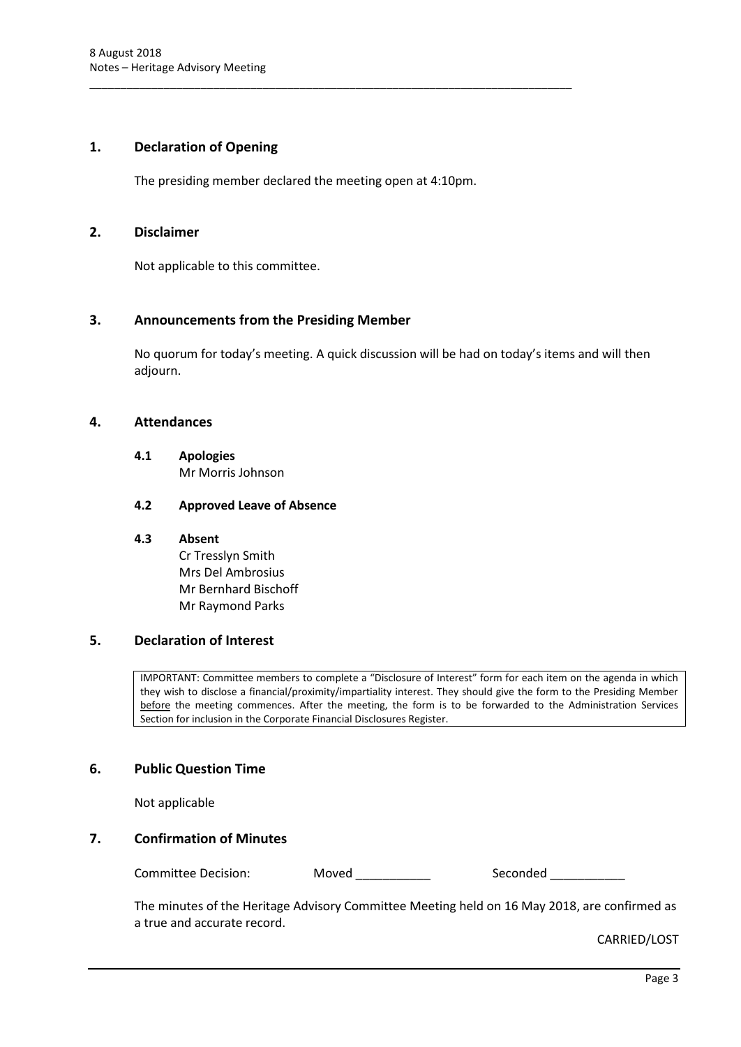## 1. Declaration of Opening

The presiding member declared the meeting open at 4:10pm.

## 2. Disclaimer

Not applicable to this committee.

## 3. Announcements from the Presiding Member

No quorum for today's meeting. A quick discussion will be had on today's items and will then adjourn.

## 4. Attendances

### 4.1 Apologies

Mr Morris Johnson

### 4.2 Approved Leave of Absence

### 4.3 Absent

Cr Tresslyn Smith
Mrs Del Ambrosius
Mr Bernhard Bischoff
Mr Raymond Parks

## 5. Declaration of Interest

IMPORTANT: Committee members to complete a "Disclosure of Interest" form for each item on the agenda in which they wish to disclose a financial/proximity/impartiality interest. They should give the form to the Presiding Member before the meeting commences. After the meeting, the form is to be forwarded to the Administration Services Section for inclusion in the Corporate Financial Disclosures Register.

## 6. Public Question Time

Not applicable

## 7. Confirmation of Minutes

Committee Decision: Moved ___________ Seconded ___________

The minutes of the Heritage Advisory Committee Meeting held on 16 May 2018, are confirmed as a true and accurate record.

CARRIED/LOST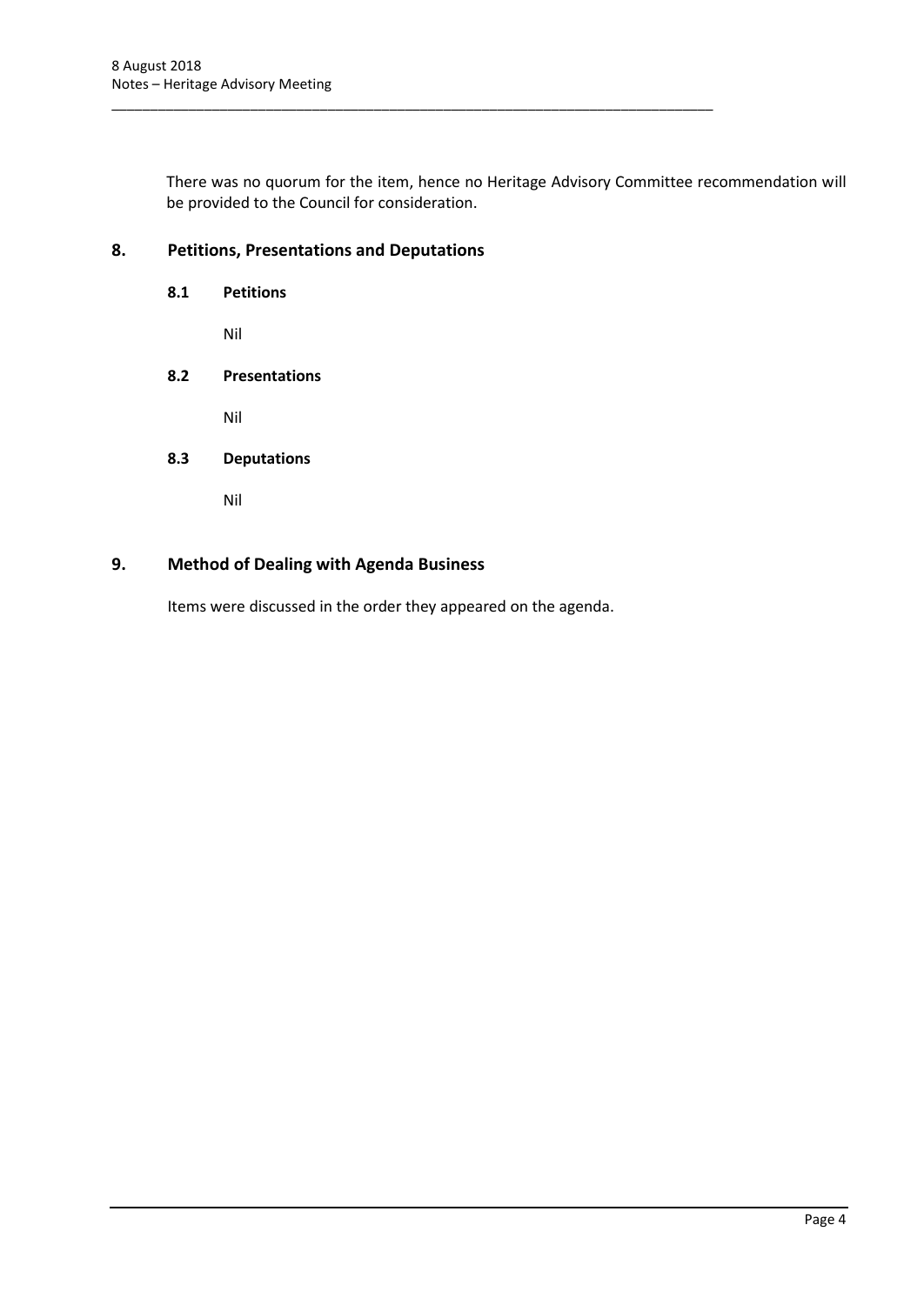There was no quorum for the item, hence no Heritage Advisory Committee recommendation will be provided to the Council for consideration.

## 8. Petitions, Presentations and Deputations

### 8.1 Petitions

Nil

### 8.2 Presentations

Nil

### 8.3 Deputations

Nil

## 9. Method of Dealing with Agenda Business

Items were discussed in the order they appeared on the agenda.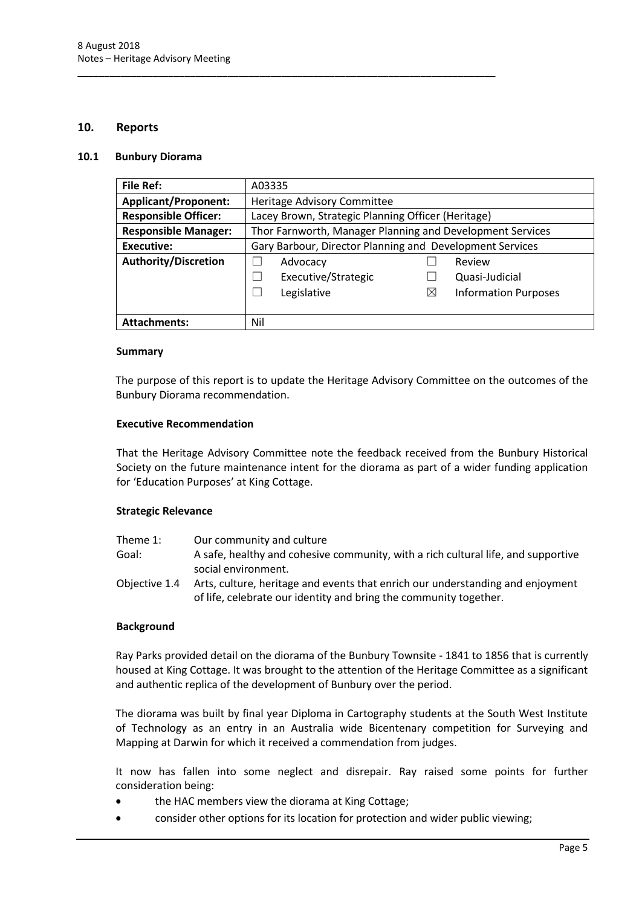## 10. Reports

### 10.1 Bunbury Diorama

| **File Ref:** | A03335 |
|---|---|
| **Applicant/Proponent:** | Heritage Advisory Committee |
| **Responsible Officer:** | Lacey Brown, Strategic Planning Officer (Heritage) |
| **Responsible Manager:** | Thor Farnworth, Manager Planning and Development Services |
| **Executive:** | Gary Barbour, Director Planning and Development Services |
| **Authority/Discretion** | ☐ Advocacy ☐ Review<br>☐ Executive/Strategic ☐ Quasi-Judicial<br>☐ Legislative ☒ Information Purposes |
| **Attachments:** | Nil |

#### Summary

The purpose of this report is to update the Heritage Advisory Committee on the outcomes of the Bunbury Diorama recommendation.

#### Executive Recommendation

That the Heritage Advisory Committee note the feedback received from the Bunbury Historical Society on the future maintenance intent for the diorama as part of a wider funding application for 'Education Purposes' at King Cottage.

#### Strategic Relevance

Theme 1: Our community and culture

Goal: A safe, healthy and cohesive community, with a rich cultural life, and supportive social environment.

Objective 1.4 Arts, culture, heritage and events that enrich our understanding and enjoyment of life, celebrate our identity and bring the community together.

#### Background

Ray Parks provided detail on the diorama of the Bunbury Townsite - 1841 to 1856 that is currently housed at King Cottage. It was brought to the attention of the Heritage Committee as a significant and authentic replica of the development of Bunbury over the period.

The diorama was built by final year Diploma in Cartography students at the South West Institute of Technology as an entry in an Australia wide Bicentenary competition for Surveying and Mapping at Darwin for which it received a commendation from judges.

It now has fallen into some neglect and disrepair. Ray raised some points for further consideration being:

- the HAC members view the diorama at King Cottage;
- consider other options for its location for protection and wider public viewing;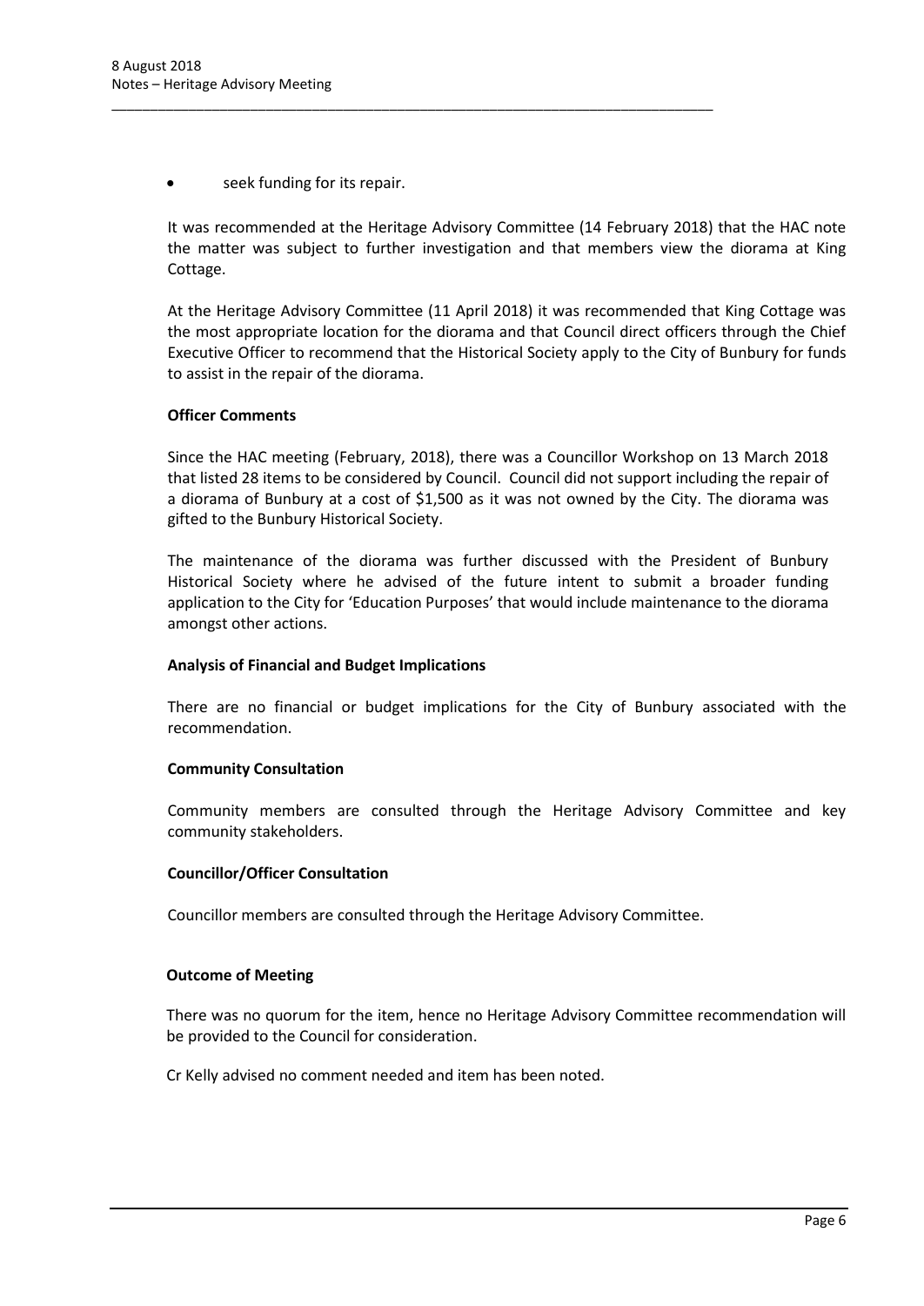- seek funding for its repair.

It was recommended at the Heritage Advisory Committee (14 February 2018) that the HAC note the matter was subject to further investigation and that members view the diorama at King Cottage.

At the Heritage Advisory Committee (11 April 2018) it was recommended that King Cottage was the most appropriate location for the diorama and that Council direct officers through the Chief Executive Officer to recommend that the Historical Society apply to the City of Bunbury for funds to assist in the repair of the diorama.

**Officer Comments**

Since the HAC meeting (February, 2018), there was a Councillor Workshop on 13 March 2018 that listed 28 items to be considered by Council. Council did not support including the repair of a diorama of Bunbury at a cost of $1,500 as it was not owned by the City. The diorama was gifted to the Bunbury Historical Society.

The maintenance of the diorama was further discussed with the President of Bunbury Historical Society where he advised of the future intent to submit a broader funding application to the City for 'Education Purposes' that would include maintenance to the diorama amongst other actions.

**Analysis of Financial and Budget Implications**

There are no financial or budget implications for the City of Bunbury associated with the recommendation.

**Community Consultation**

Community members are consulted through the Heritage Advisory Committee and key community stakeholders.

**Councillor/Officer Consultation**

Councillor members are consulted through the Heritage Advisory Committee.

**Outcome of Meeting**

There was no quorum for the item, hence no Heritage Advisory Committee recommendation will be provided to the Council for consideration.

Cr Kelly advised no comment needed and item has been noted.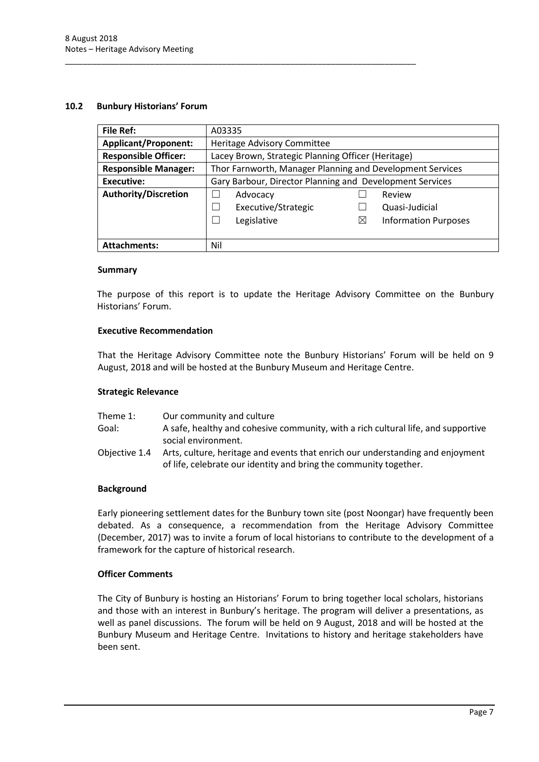## 10.2 Bunbury Historians' Forum

| **File Ref:** | A03335 | | | |
|---|---|---|---|---|
| **Applicant/Proponent:** | Heritage Advisory Committee | | | |
| **Responsible Officer:** | Lacey Brown, Strategic Planning Officer (Heritage) | | | |
| **Responsible Manager:** | Thor Farnworth, Manager Planning and Development Services | | | |
| **Executive:** | Gary Barbour, Director Planning and Development Services | | | |
| **Authority/Discretion** | ☐ | Advocacy | ☐ | Review |
| | ☐ | Executive/Strategic | ☐ | Quasi-Judicial |
| | ☐ | Legislative | ☒ | Information Purposes |
| **Attachments:** | Nil | | | |

### Summary

The purpose of this report is to update the Heritage Advisory Committee on the Bunbury Historians' Forum.

### Executive Recommendation

That the Heritage Advisory Committee note the Bunbury Historians' Forum will be held on 9 August, 2018 and will be hosted at the Bunbury Museum and Heritage Centre.

### Strategic Relevance

| | |
|---|---|
| Theme 1: | Our community and culture |
| Goal: | A safe, healthy and cohesive community, with a rich cultural life, and supportive social environment. |
| Objective 1.4 | Arts, culture, heritage and events that enrich our understanding and enjoyment of life, celebrate our identity and bring the community together. |

### Background

Early pioneering settlement dates for the Bunbury town site (post Noongar) have frequently been debated. As a consequence, a recommendation from the Heritage Advisory Committee (December, 2017) was to invite a forum of local historians to contribute to the development of a framework for the capture of historical research.

### Officer Comments

The City of Bunbury is hosting an Historians' Forum to bring together local scholars, historians and those with an interest in Bunbury's heritage. The program will deliver a presentations, as well as panel discussions. The forum will be held on 9 August, 2018 and will be hosted at the Bunbury Museum and Heritage Centre. Invitations to history and heritage stakeholders have been sent.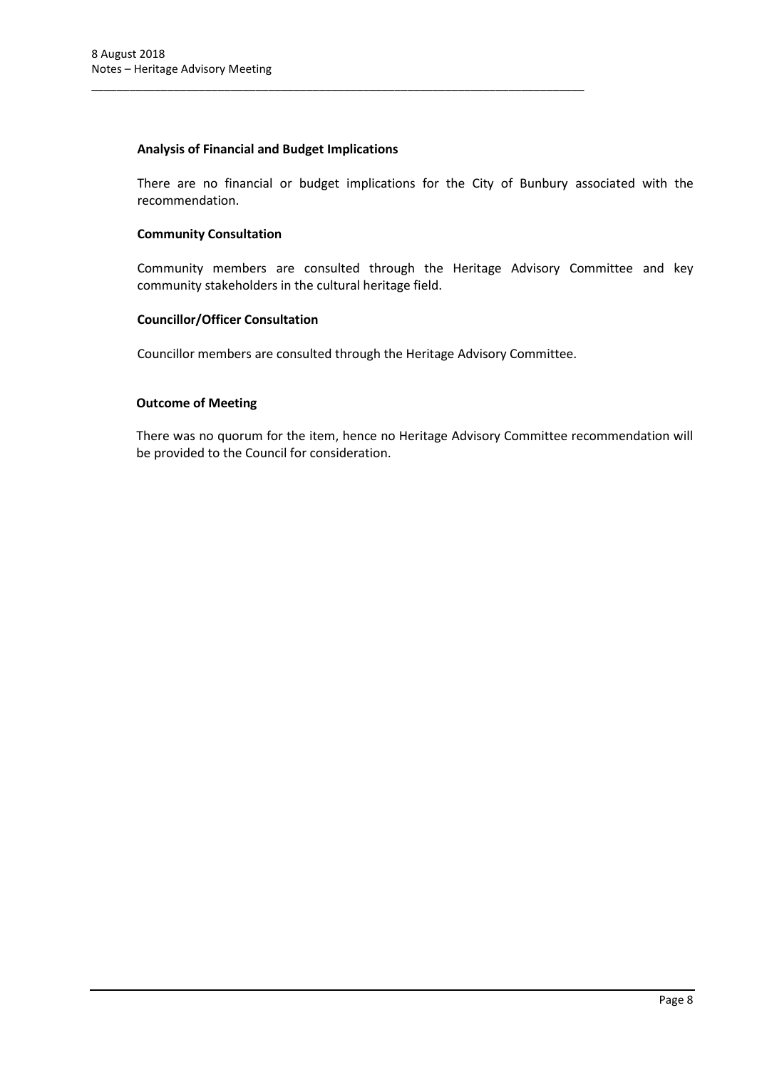**Analysis of Financial and Budget Implications**

There are no financial or budget implications for the City of Bunbury associated with the recommendation.

**Community Consultation**

Community members are consulted through the Heritage Advisory Committee and key community stakeholders in the cultural heritage field.

**Councillor/Officer Consultation**

Councillor members are consulted through the Heritage Advisory Committee.

**Outcome of Meeting**

There was no quorum for the item, hence no Heritage Advisory Committee recommendation will be provided to the Council for consideration.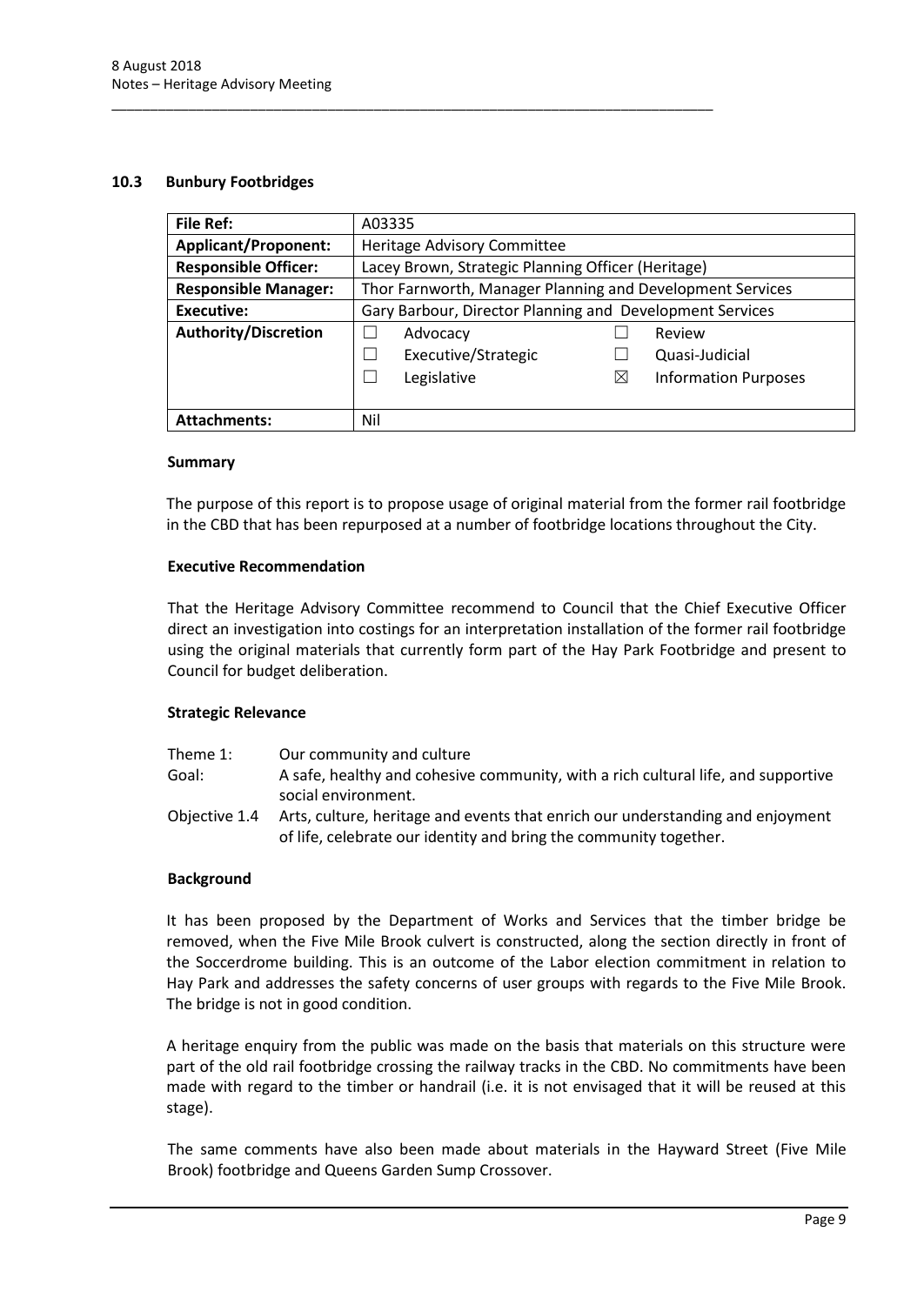## 10.3 Bunbury Footbridges

| **File Ref:** | A03335 | | | |
|---|---|---|---|---|
| **Applicant/Proponent:** | Heritage Advisory Committee | | | |
| **Responsible Officer:** | Lacey Brown, Strategic Planning Officer (Heritage) | | | |
| **Responsible Manager:** | Thor Farnworth, Manager Planning and Development Services | | | |
| **Executive:** | Gary Barbour, Director Planning and Development Services | | | |
| **Authority/Discretion** | ☐ | Advocacy | ☐ | Review |
| | ☐ | Executive/Strategic | ☐ | Quasi-Judicial |
| | ☐ | Legislative | ☒ | Information Purposes |
| **Attachments:** | Nil | | | |

### Summary

The purpose of this report is to propose usage of original material from the former rail footbridge in the CBD that has been repurposed at a number of footbridge locations throughout the City.

### Executive Recommendation

That the Heritage Advisory Committee recommend to Council that the Chief Executive Officer direct an investigation into costings for an interpretation installation of the former rail footbridge using the original materials that currently form part of the Hay Park Footbridge and present to Council for budget deliberation.

### Strategic Relevance

Theme 1: Our community and culture

Goal: A safe, healthy and cohesive community, with a rich cultural life, and supportive social environment.

Objective 1.4 Arts, culture, heritage and events that enrich our understanding and enjoyment of life, celebrate our identity and bring the community together.

### Background

It has been proposed by the Department of Works and Services that the timber bridge be removed, when the Five Mile Brook culvert is constructed, along the section directly in front of the Soccerdrome building. This is an outcome of the Labor election commitment in relation to Hay Park and addresses the safety concerns of user groups with regards to the Five Mile Brook. The bridge is not in good condition.

A heritage enquiry from the public was made on the basis that materials on this structure were part of the old rail footbridge crossing the railway tracks in the CBD. No commitments have been made with regard to the timber or handrail (i.e. it is not envisaged that it will be reused at this stage).

The same comments have also been made about materials in the Hayward Street (Five Mile Brook) footbridge and Queens Garden Sump Crossover.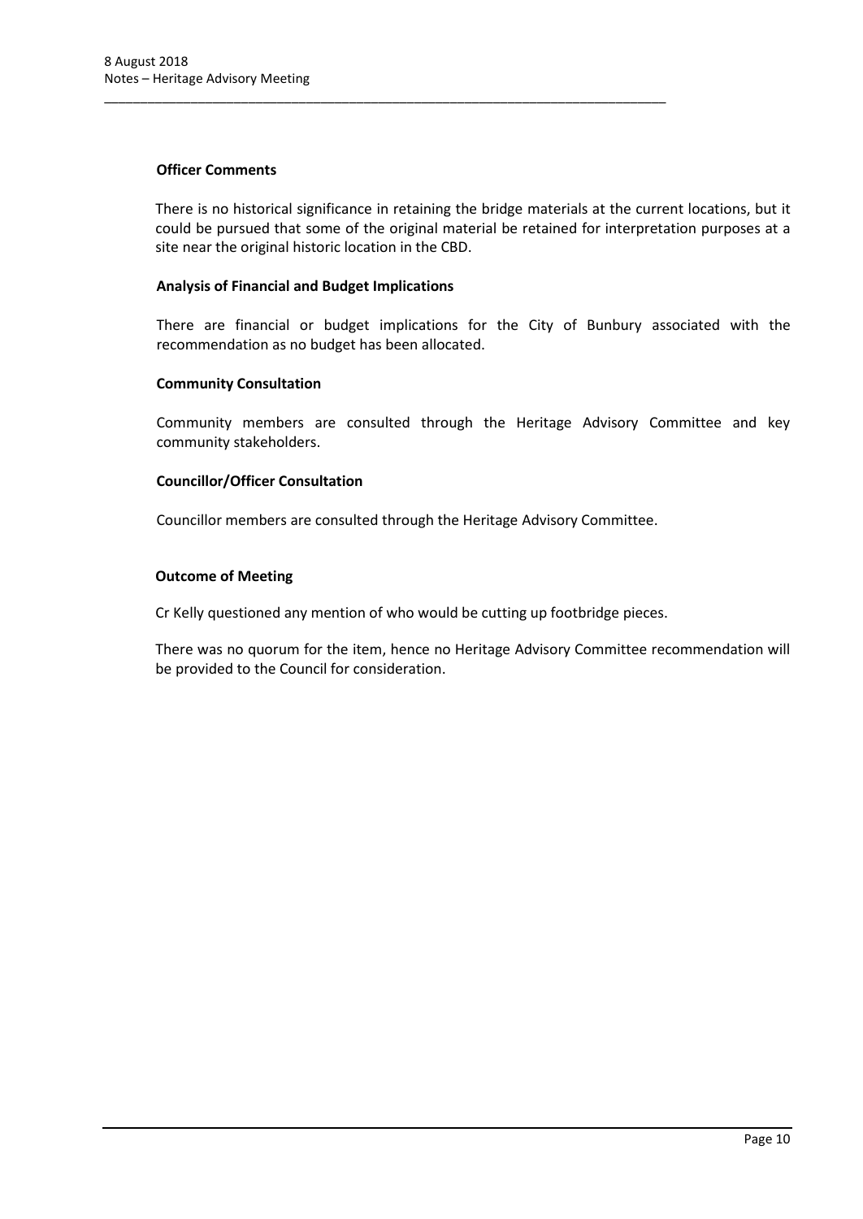### Officer Comments

There is no historical significance in retaining the bridge materials at the current locations, but it could be pursued that some of the original material be retained for interpretation purposes at a site near the original historic location in the CBD.

### Analysis of Financial and Budget Implications

There are financial or budget implications for the City of Bunbury associated with the recommendation as no budget has been allocated.

### Community Consultation

Community members are consulted through the Heritage Advisory Committee and key community stakeholders.

### Councillor/Officer Consultation

Councillor members are consulted through the Heritage Advisory Committee.

### Outcome of Meeting

Cr Kelly questioned any mention of who would be cutting up footbridge pieces.

There was no quorum for the item, hence no Heritage Advisory Committee recommendation will be provided to the Council for consideration.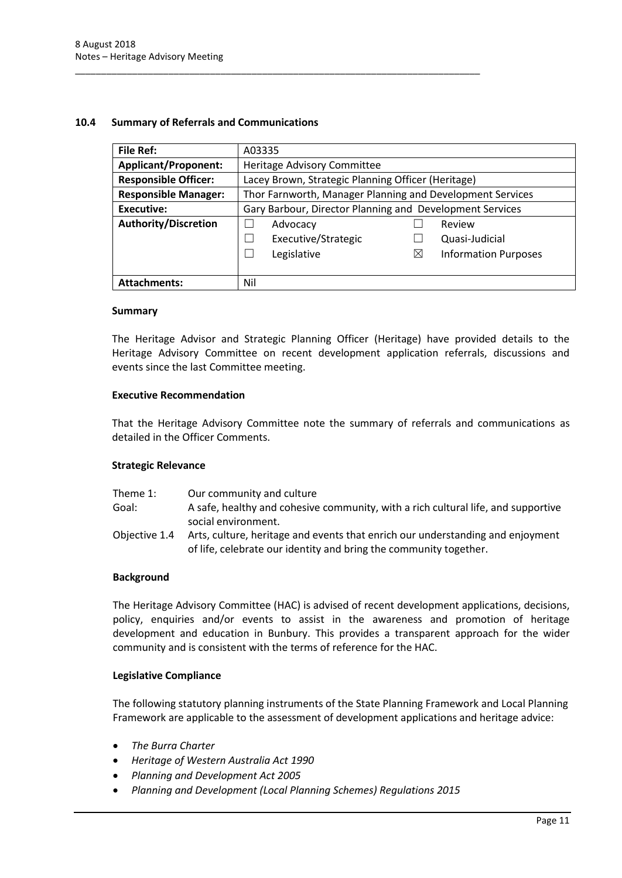## 10.4 Summary of Referrals and Communications

| **File Ref:** | A03335 | | | |
|---|---|---|---|---|
| **Applicant/Proponent:** | Heritage Advisory Committee | | | |
| **Responsible Officer:** | Lacey Brown, Strategic Planning Officer (Heritage) | | | |
| **Responsible Manager:** | Thor Farnworth, Manager Planning and Development Services | | | |
| **Executive:** | Gary Barbour, Director Planning and Development Services | | | |
| **Authority/Discretion** | ☐ | Advocacy | ☐ | Review |
| | ☐ | Executive/Strategic | ☐ | Quasi-Judicial |
| | ☐ | Legislative | ☒ | Information Purposes |
| **Attachments:** | Nil | | | |

### Summary

The Heritage Advisor and Strategic Planning Officer (Heritage) have provided details to the Heritage Advisory Committee on recent development application referrals, discussions and events since the last Committee meeting.

### Executive Recommendation

That the Heritage Advisory Committee note the summary of referrals and communications as detailed in the Officer Comments.

### Strategic Relevance

| | |
|---|---|
| Theme 1: | Our community and culture |
| Goal: | A safe, healthy and cohesive community, with a rich cultural life, and supportive social environment. |
| Objective 1.4 | Arts, culture, heritage and events that enrich our understanding and enjoyment of life, celebrate our identity and bring the community together. |

### Background

The Heritage Advisory Committee (HAC) is advised of recent development applications, decisions, policy, enquiries and/or events to assist in the awareness and promotion of heritage development and education in Bunbury. This provides a transparent approach for the wider community and is consistent with the terms of reference for the HAC.

### Legislative Compliance

The following statutory planning instruments of the State Planning Framework and Local Planning Framework are applicable to the assessment of development applications and heritage advice:

- *The Burra Charter*
- *Heritage of Western Australia Act 1990*
- *Planning and Development Act 2005*
- *Planning and Development (Local Planning Schemes) Regulations 2015*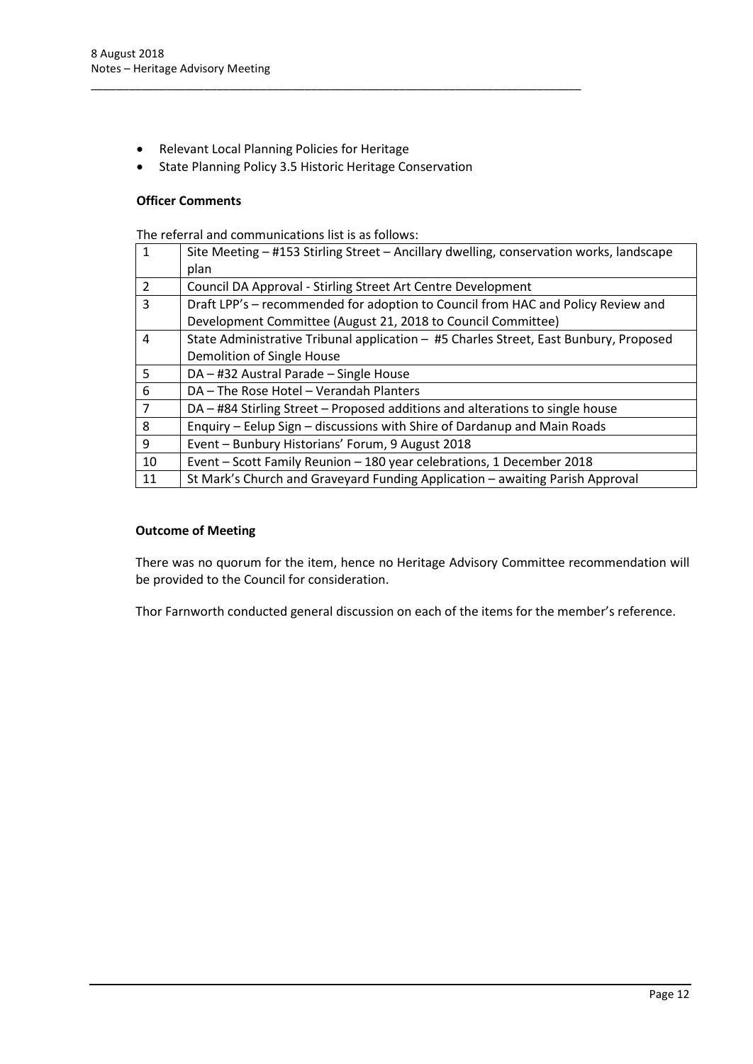- Relevant Local Planning Policies for Heritage
- State Planning Policy 3.5 Historic Heritage Conservation

**Officer Comments**

The referral and communications list is as follows:

| | |
|---|---|
| 1 | Site Meeting – #153 Stirling Street – Ancillary dwelling, conservation works, landscape plan |
| 2 | Council DA Approval - Stirling Street Art Centre Development |
| 3 | Draft LPP's – recommended for adoption to Council from HAC and Policy Review and Development Committee (August 21, 2018 to Council Committee) |
| 4 | State Administrative Tribunal application – #5 Charles Street, East Bunbury, Proposed Demolition of Single House |
| 5 | DA – #32 Austral Parade – Single House |
| 6 | DA – The Rose Hotel – Verandah Planters |
| 7 | DA – #84 Stirling Street – Proposed additions and alterations to single house |
| 8 | Enquiry – Eelup Sign – discussions with Shire of Dardanup and Main Roads |
| 9 | Event – Bunbury Historians' Forum, 9 August 2018 |
| 10 | Event – Scott Family Reunion – 180 year celebrations, 1 December 2018 |
| 11 | St Mark's Church and Graveyard Funding Application – awaiting Parish Approval |

**Outcome of Meeting**

There was no quorum for the item, hence no Heritage Advisory Committee recommendation will be provided to the Council for consideration.

Thor Farnworth conducted general discussion on each of the items for the member's reference.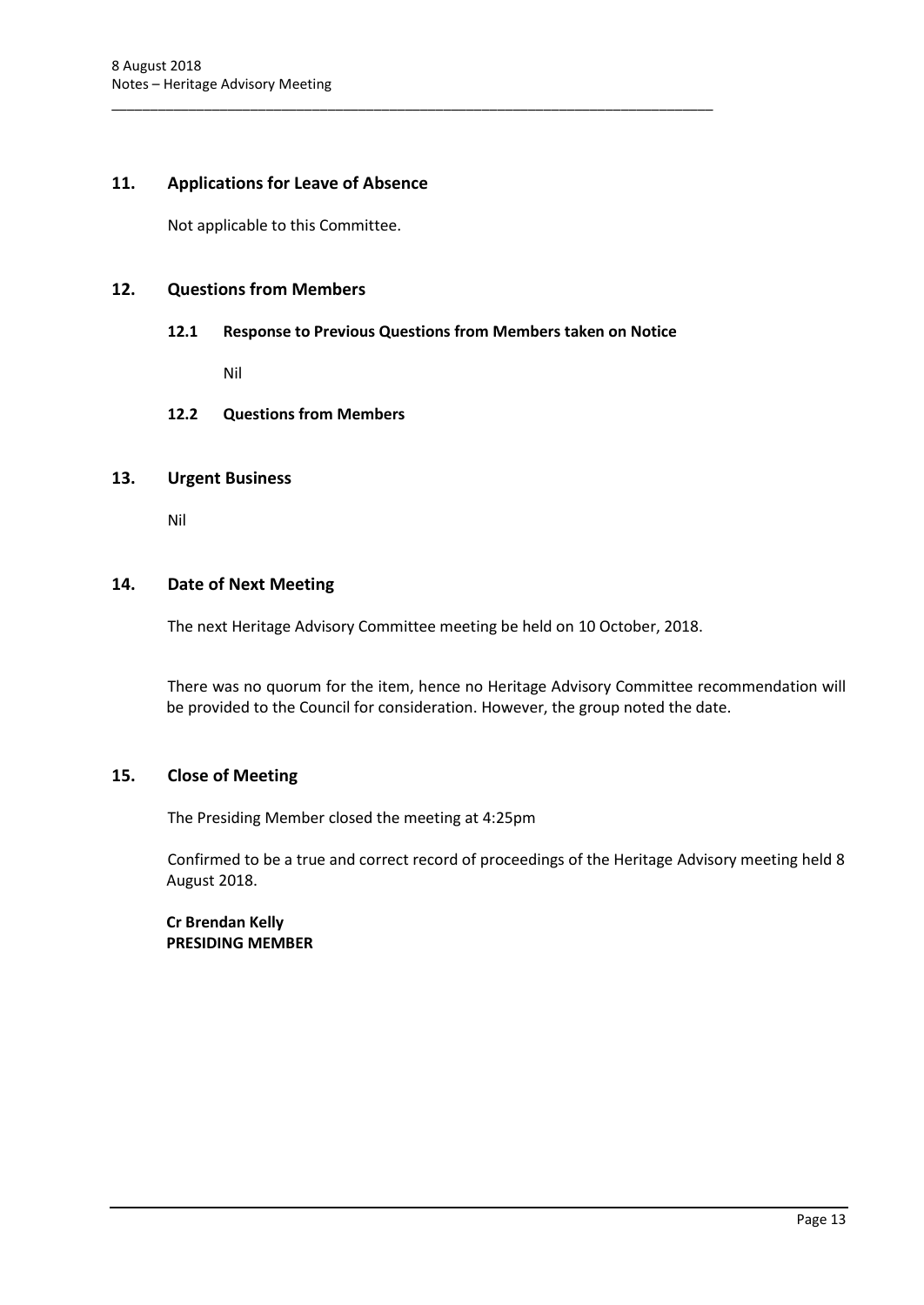## 11. Applications for Leave of Absence

Not applicable to this Committee.

## 12. Questions from Members

### 12.1 Response to Previous Questions from Members taken on Notice

Nil

### 12.2 Questions from Members

## 13. Urgent Business

Nil

## 14. Date of Next Meeting

The next Heritage Advisory Committee meeting be held on 10 October, 2018.

There was no quorum for the item, hence no Heritage Advisory Committee recommendation will be provided to the Council for consideration. However, the group noted the date.

## 15. Close of Meeting

The Presiding Member closed the meeting at 4:25pm

Confirmed to be a true and correct record of proceedings of the Heritage Advisory meeting held 8 August 2018.

**Cr Brendan Kelly**
**PRESIDING MEMBER**